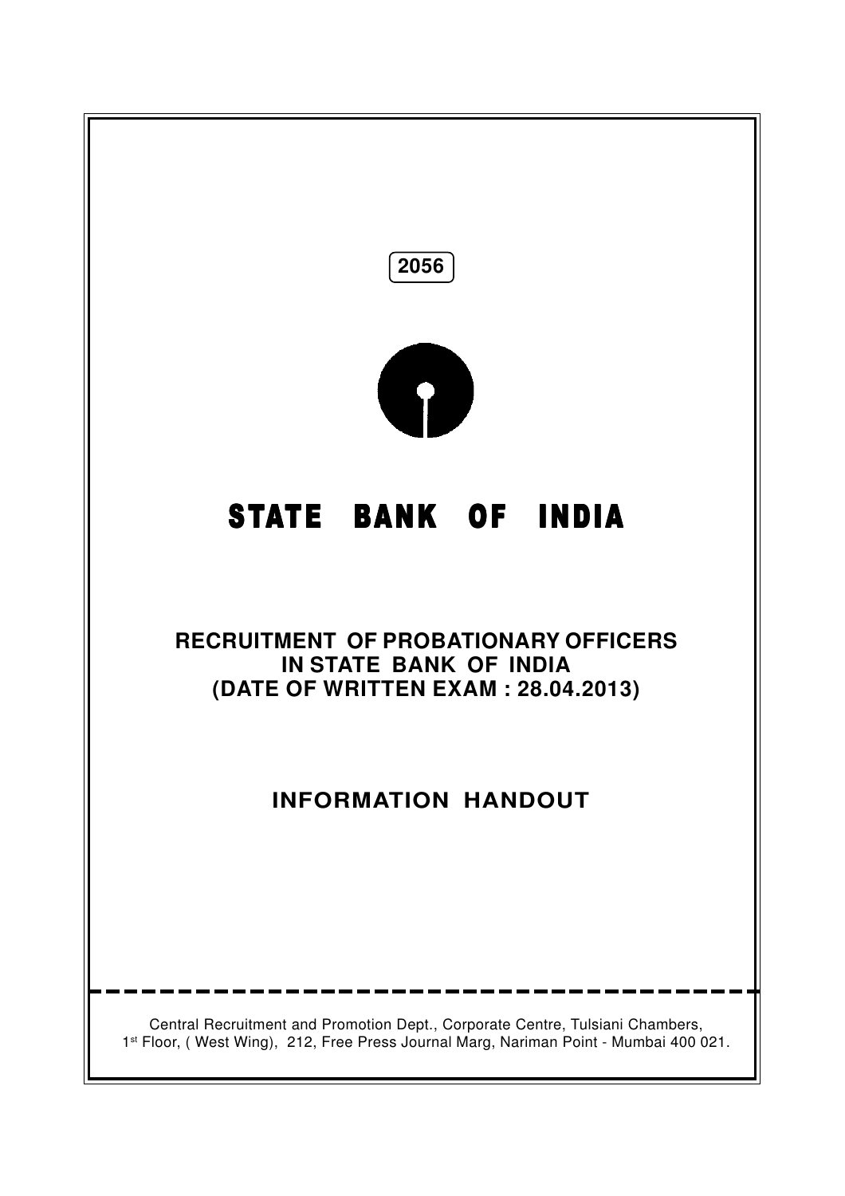2056

# STATE BANK OF INDIA

## RECRUITMENT OF PROBATIONARY OFFICERS IN STATE BANK OF INDIA (DATE OF WRITTEN EXAM : 28.04.2013)

## INFORMATION HANDOUT

Central Recruitment and Promotion Dept., Corporate Centre, Tulsiani Chambers, 1st Floor, ( West Wing), 212, Free Press Journal Marg, Nariman Point - Mumbai 400 021.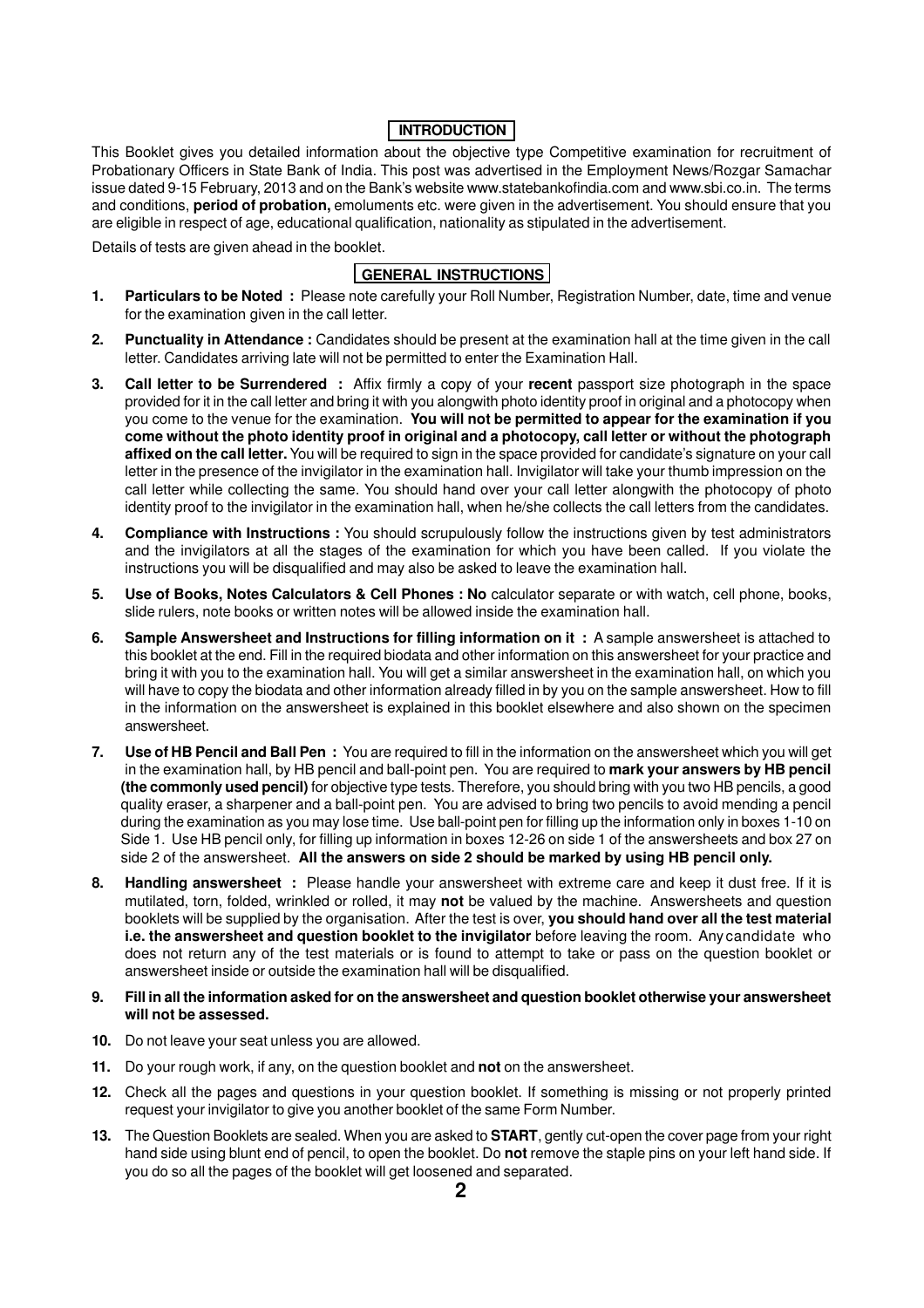## INTRODUCTION

This Booklet gives you detailed information about the objective type Competitive examination for recruitment of Probationary Officers in State Bank of India. This post was advertised in the Employment News/Rozgar Samachar issue dated 9-15 February, 2013 and on the Bank's website www.statebankofindia.com and www.sbi.co.in. The terms and conditions, **period of probation,** emoluments etc. were given in the advertisement. You should ensure that you are eligible in respect of age, educational qualification, nationality as stipulated in the advertisement.

Details of tests are given ahead in the booklet.

## GENERAL INSTRUCTIONS

1. **Particulars to be Noted :** Please note carefully your Roll Number, Registration Number, date, time and venue for the examination given in the call letter.

2. **Punctuality in Attendance :** Candidates should be present at the examination hall at the time given in the call letter. Candidates arriving late will not be permitted to enter the Examination Hall.

3. **Call letter to be Surrendered :** Affix firmly a copy of your **recent** passport size photograph in the space provided for it in the call letter and bring it with you alongwith photo identity proof in original and a photocopy when you come to the venue for the examination. **You will not be permitted to appear for the examination if you come without the photo identity proof in original and a photocopy, call letter or without the photograph affixed on the call letter.** You will be required to sign in the space provided for candidate's signature on your call letter in the presence of the invigilator in the examination hall. Invigilator will take your thumb impression on the call letter while collecting the same. You should hand over your call letter alongwith the photocopy of photo identity proof to the invigilator in the examination hall, when he/she collects the call letters from the candidates.

4. **Compliance with Instructions :** You should scrupulously follow the instructions given by test administrators and the invigilators at all the stages of the examination for which you have been called. If you violate the instructions you will be disqualified and may also be asked to leave the examination hall.

5. **Use of Books, Notes Calculators & Cell Phones : No** calculator separate or with watch, cell phone, books, slide rulers, note books or written notes will be allowed inside the examination hall.

6. **Sample Answersheet and Instructions for filling information on it :** A sample answersheet is attached to this booklet at the end. Fill in the required biodata and other information on this answersheet for your practice and bring it with you to the examination hall. You will get a similar answersheet in the examination hall, on which you will have to copy the biodata and other information already filled in by you on the sample answersheet. How to fill in the information on the answersheet is explained in this booklet elsewhere and also shown on the specimen answersheet.

7. **Use of HB Pencil and Ball Pen :** You are required to fill in the information on the answersheet which you will get in the examination hall, by HB pencil and ball-point pen. You are required to **mark your answers by HB pencil (the commonly used pencil)** for objective type tests. Therefore, you should bring with you two HB pencils, a good quality eraser, a sharpener and a ball-point pen. You are advised to bring two pencils to avoid mending a pencil during the examination as you may lose time. Use ball-point pen for filling up the information only in boxes 1-10 on Side 1. Use HB pencil only, for filling up information in boxes 12-26 on side 1 of the answersheets and box 27 on side 2 of the answersheet. **All the answers on side 2 should be marked by using HB pencil only.**

8. **Handling answersheet :** Please handle your answersheet with extreme care and keep it dust free. If it is mutilated, torn, folded, wrinkled or rolled, it may **not** be valued by the machine. Answersheets and question booklets will be supplied by the organisation. After the test is over, **you should hand over all the test material i.e. the answersheet and question booklet to the invigilator** before leaving the room. Any candidate who does not return any of the test materials or is found to attempt to take or pass on the question booklet or answersheet inside or outside the examination hall will be disqualified.

9. **Fill in all the information asked for on the answersheet and question booklet otherwise your answersheet will not be assessed.**

10. Do not leave your seat unless you are allowed.

11. Do your rough work, if any, on the question booklet and **not** on the answersheet.

12. Check all the pages and questions in your question booklet. If something is missing or not properly printed request your invigilator to give you another booklet of the same Form Number.

13. The Question Booklets are sealed. When you are asked to **START**, gently cut-open the cover page from your right hand side using blunt end of pencil, to open the booklet. Do **not** remove the staple pins on your left hand side. If you do so all the pages of the booklet will get loosened and separated.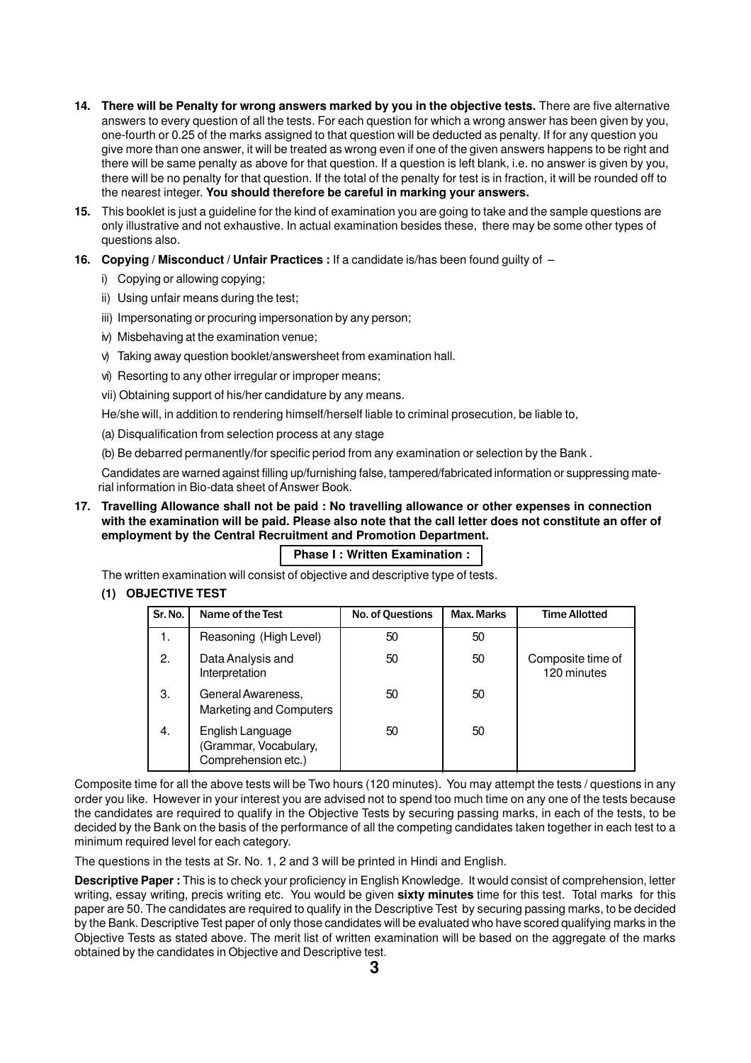14. **There will be Penalty for wrong answers marked by you in the objective tests.** There are five alternative answers to every question of all the tests. For each question for which a wrong answer has been given by you, one-fourth or 0.25 of the marks assigned to that question will be deducted as penalty. If for any question you give more than one answer, it will be treated as wrong even if one of the given answers happens to be right and there will be same penalty as above for that question. If a question is left blank, i.e. no answer is given by you, there will be no penalty for that question. If the total of the penalty for test is in fraction, it will be rounded off to the nearest integer. **You should therefore be careful in marking your answers.**

15. This booklet is just a guideline for the kind of examination you are going to take and the sample questions are only illustrative and not exhaustive. In actual examination besides these, there may be some other types of questions also.

16. **Copying / Misconduct / Unfair Practices :** If a candidate is/has been found guilty of –

    i) Copying or allowing copying;

    ii) Using unfair means during the test;

    iii) Impersonating or procuring impersonation by any person;

    iv) Misbehaving at the examination venue;

    v) Taking away question booklet/answersheet from examination hall.

    vi) Resorting to any other irregular or improper means;

    vii) Obtaining support of his/her candidature by any means.

    He/she will, in addition to rendering himself/herself liable to criminal prosecution, be liable to,

    (a) Disqualification from selection process at any stage

    (b) Be debarred permanently/for specific period from any examination or selection by the Bank .

    Candidates are warned against filling up/furnishing false, tampered/fabricated information or suppressing material information in Bio-data sheet of Answer Book.

17. **Travelling Allowance shall not be paid : No travelling allowance or other expenses in connection with the examination will be paid. Please also note that the call letter does not constitute an offer of employment by the Central Recruitment and Promotion Department.**

## Phase I : Written Examination :

The written examination will consist of objective and descriptive type of tests.

**(1) OBJECTIVE TEST**

| Sr. No. | Name of the Test | No. of Questions | Max. Marks | Time Allotted |
|---|---|---|---|---|
| 1. | Reasoning (High Level) | 50 | 50 | Composite time of 120 minutes |
| 2. | Data Analysis and Interpretation | 50 | 50 | |
| 3. | General Awareness, Marketing and Computers | 50 | 50 | |
| 4. | English Language (Grammar, Vocabulary, Comprehension etc.) | 50 | 50 | |

Composite time for all the above tests will be Two hours (120 minutes). You may attempt the tests / questions in any order you like. However in your interest you are advised not to spend too much time on any one of the tests because the candidates are required to qualify in the Objective Tests by securing passing marks, in each of the tests, to be decided by the Bank on the basis of the performance of all the competing candidates taken together in each test to a minimum required level for each category.

The questions in the tests at Sr. No. 1, 2 and 3 will be printed in Hindi and English.

**Descriptive Paper :** This is to check your proficiency in English Knowledge. It would consist of comprehension, letter writing, essay writing, precis writing etc. You would be given **sixty minutes** time for this test. Total marks for this paper are 50. The candidates are required to qualify in the Descriptive Test by securing passing marks, to be decided by the Bank. Descriptive Test paper of only those candidates will be evaluated who have scored qualifying marks in the Objective Tests as stated above. The merit list of written examination will be based on the aggregate of the marks obtained by the candidates in Objective and Descriptive test.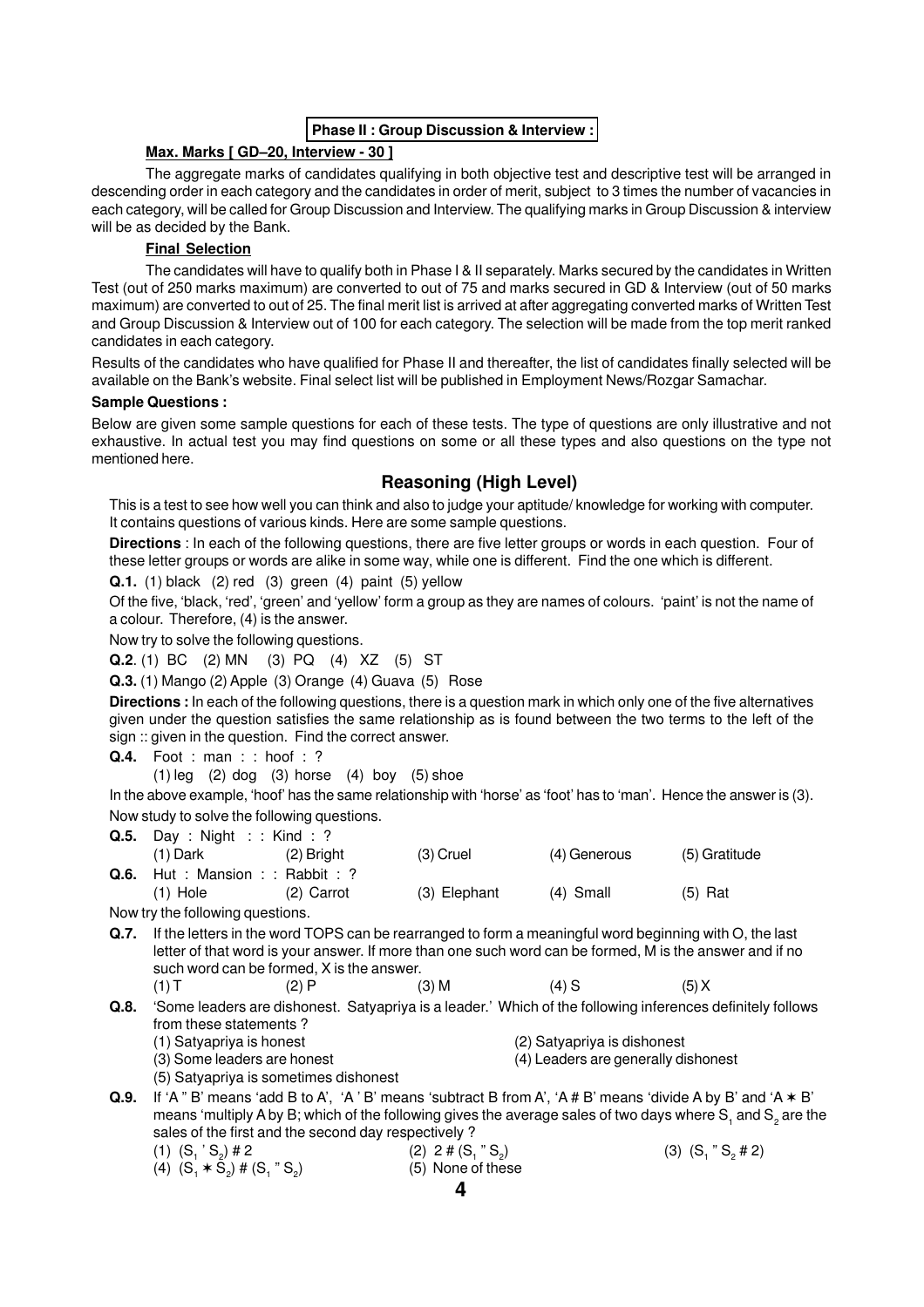## Phase II : Group Discussion & Interview :

**Max. Marks [ GD–20, Interview - 30 ]**

The aggregate marks of candidates qualifying in both objective test and descriptive test will be arranged in descending order in each category and the candidates in order of merit, subject to 3 times the number of vacancies in each category, will be called for Group Discussion and Interview. The qualifying marks in Group Discussion & interview will be as decided by the Bank.

**Final Selection**

The candidates will have to qualify both in Phase I & II separately. Marks secured by the candidates in Written Test (out of 250 marks maximum) are converted to out of 75 and marks secured in GD & Interview (out of 50 marks maximum) are converted to out of 25. The final merit list is arrived at after aggregating converted marks of Written Test and Group Discussion & Interview out of 100 for each category. The selection will be made from the top merit ranked candidates in each category.

Results of the candidates who have qualified for Phase II and thereafter, the list of candidates finally selected will be available on the Bank's website. Final select list will be published in Employment News/Rozgar Samachar.

**Sample Questions :**

Below are given some sample questions for each of these tests. The type of questions are only illustrative and not exhaustive. In actual test you may find questions on some or all these types and also questions on the type not mentioned here.

## Reasoning (High Level)

This is a test to see how well you can think and also to judge your aptitude/ knowledge for working with computer. It contains questions of various kinds. Here are some sample questions.

**Directions** : In each of the following questions, there are five letter groups or words in each question. Four of these letter groups or words are alike in some way, while one is different. Find the one which is different.

**Q.1.** (1) black (2) red (3) green (4) paint (5) yellow

Of the five, 'black, 'red', 'green' and 'yellow' form a group as they are names of colours. 'paint' is not the name of a colour. Therefore, (4) is the answer.

Now try to solve the following questions.

**Q.2**. (1) BC (2) MN (3) PQ (4) XZ (5) ST

**Q.3.** (1) Mango (2) Apple (3) Orange (4) Guava (5) Rose

**Directions :** In each of the following questions, there is a question mark in which only one of the five alternatives given under the question satisfies the same relationship as is found between the two terms to the left of the sign :: given in the question. Find the correct answer.

**Q.4.** Foot : man : : hoof : ?

(1) leg (2) dog (3) horse (4) boy (5) shoe

In the above example, 'hoof' has the same relationship with 'horse' as 'foot' has to 'man'. Hence the answer is (3).

Now study to solve the following questions.

**Q.5.** Day : Night : : Kind : ?

(1) Dark (2) Bright (3) Cruel (4) Generous (5) Gratitude

**Q.6.** Hut : Mansion : : Rabbit : ?

(1) Hole (2) Carrot (3) Elephant (4) Small (5) Rat

Now try the following questions.

**Q.7.** If the letters in the word TOPS can be rearranged to form a meaningful word beginning with O, the last letter of that word is your answer. If more than one such word can be formed, M is the answer and if no such word can be formed, X is the answer.

(1) T (2) P (3) M (4) S (5) X

**Q.8.** 'Some leaders are dishonest. Satyapriya is a leader.' Which of the following inferences definitely follows from these statements ?

(1) Satyapriya is honest
(2) Satyapriya is dishonest
(3) Some leaders are honest
(4) Leaders are generally dishonest
(5) Satyapriya is sometimes dishonest

**Q.9.** If 'A " B' means 'add B to A', 'A ' B' means 'subtract B from A', 'A # B' means 'divide A by B' and 'A ∗ B' means 'multiply A by B; which of the following gives the average sales of two days where $S_1$ and $S_2$ are the sales of the first and the second day respectively ?

(1) ($S_1$ ' $S_2$) # 2
(2) 2 # ($S_1$ " $S_2$)
(3) ($S_1$ " $S_2$ # 2)
(4) ($S_1$ ∗ $S_2$) # ($S_1$ " $S_2$)
(5) None of these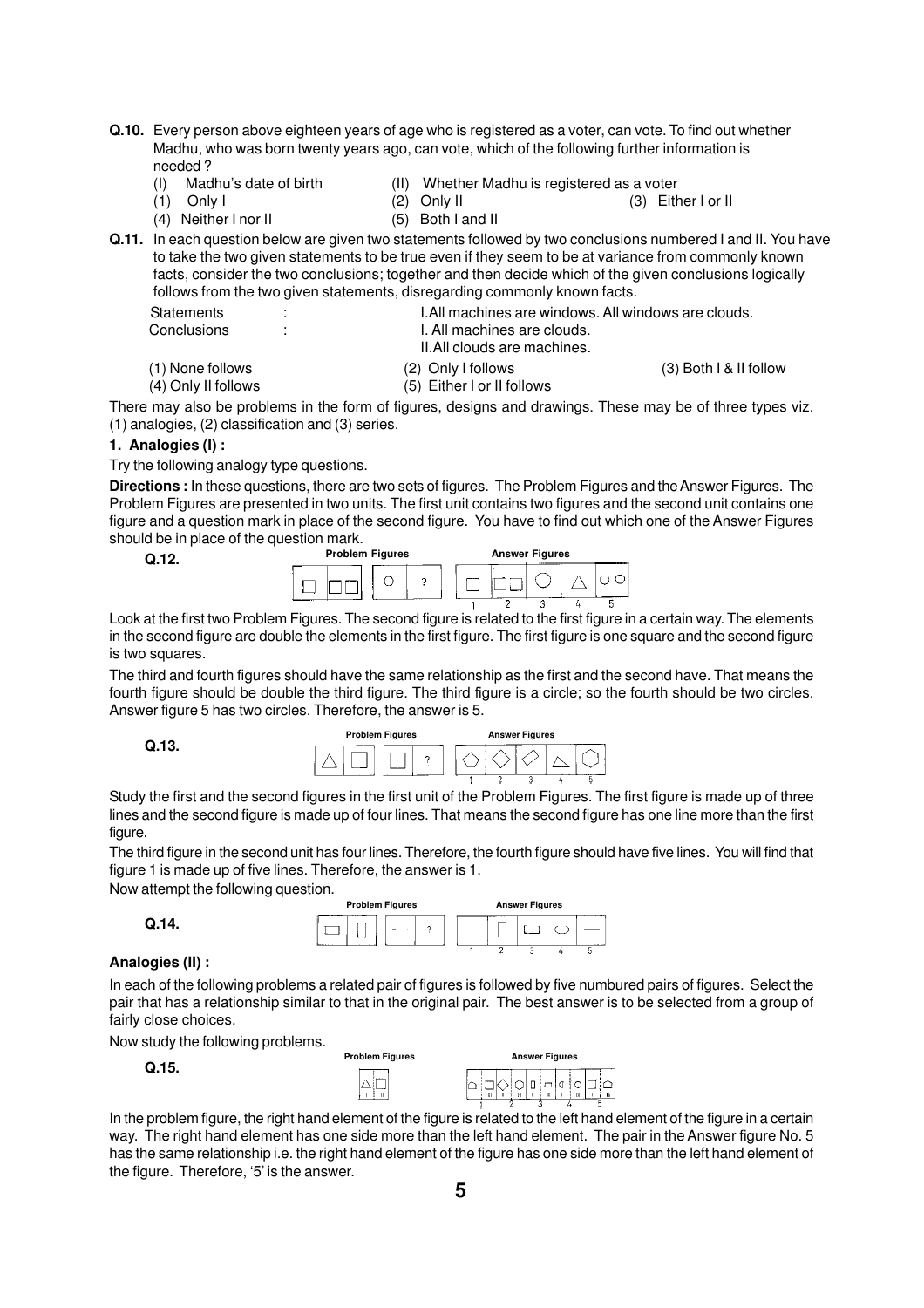**Q.10.** Every person above eighteen years of age who is registered as a voter, can vote. To find out whether Madhu, who was born twenty years ago, can vote, which of the following further information is needed ?

(I) Madhu's date of birth  (II) Whether Madhu is registered as a voter

(1) Only I  (2) Only II  (3) Either I or II

(4) Neither I nor II  (5) Both I and II

**Q.11.** In each question below are given two statements followed by two conclusions numbered I and II. You have to take the two given statements to be true even if they seem to be at variance from commonly known facts, consider the two conclusions; together and then decide which of the given conclusions logically follows from the two given statements, disregarding commonly known facts.

Statements : I.All machines are windows. All windows are clouds.

Conclusions : I. All machines are clouds.
II.All clouds are machines.

(1) None follows  (2) Only I follows  (3) Both I & II follow

(4) Only II follows  (5) Either I or II follows

There may also be problems in the form of figures, designs and drawings. These may be of three types viz. (1) analogies, (2) classification and (3) series.

**1. Analogies (I) :**

Try the following analogy type questions.

**Directions :** In these questions, there are two sets of figures. The Problem Figures and the Answer Figures. The Problem Figures are presented in two units. The first unit contains two figures and the second unit contains one figure and a question mark in place of the second figure. You have to find out which one of the Answer Figures should be in place of the question mark.

**Q.12.** Problem Figures / Answer Figures

Look at the first two Problem Figures. The second figure is related to the first figure in a certain way. The elements in the second figure are double the elements in the first figure. The first figure is one square and the second figure is two squares.

The third and fourth figures should have the same relationship as the first and the second have. That means the fourth figure should be double the third figure. The third figure is a circle; so the fourth should be two circles. Answer figure 5 has two circles. Therefore, the answer is 5.

**Q.13.** Problem Figures / Answer Figures

Study the first and the second figures in the first unit of the Problem Figures. The first figure is made up of three lines and the second figure is made up of four lines. That means the second figure has one line more than the first figure.

The third figure in the second unit has four lines. Therefore, the fourth figure should have five lines. You will find that figure 1 is made up of five lines. Therefore, the answer is 1.

Now attempt the following question.

**Q.14.** Problem Figures / Answer Figures

**Analogies (II) :**

In each of the following problems a related pair of figures is followed by five numbered pairs of figures. Select the pair that has a relationship similar to that in the original pair. The best answer is to be selected from a group of fairly close choices.

Now study the following problems.

**Q.15.** Problem Figures / Answer Figures

In the problem figure, the right hand element of the figure is related to the left hand element of the figure in a certain way. The right hand element has one side more than the left hand element. The pair in the Answer figure No. 5 has the same relationship i.e. the right hand element of the figure has one side more than the left hand element of the figure. Therefore, '5' is the answer.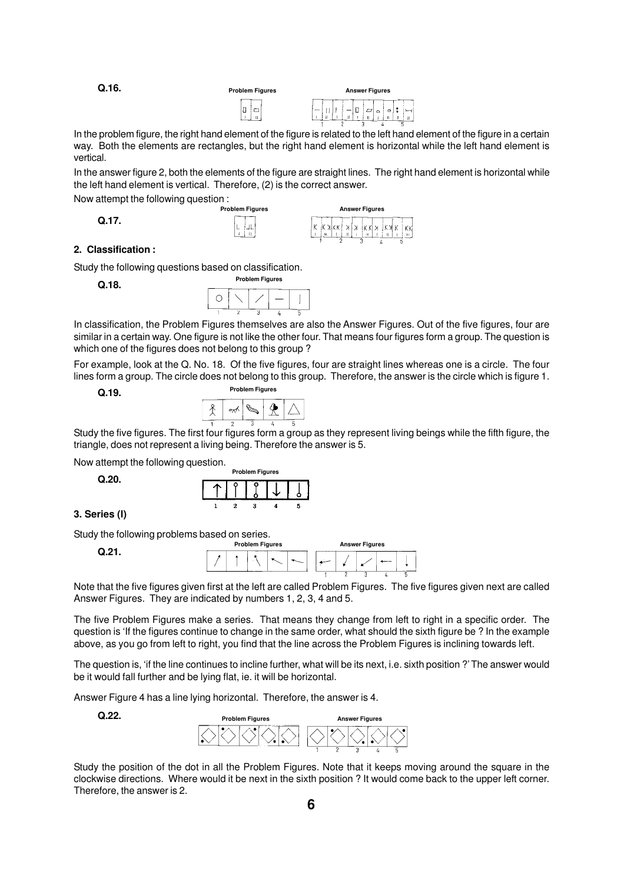**Q.16.**

Problem Figures　　Answer Figures

In the problem figure, the right hand element of the figure is related to the left hand element of the figure in a certain way. Both the elements are rectangles, but the right hand element is horizontal while the left hand element is vertical.

In the answer figure 2, both the elements of the figure are straight lines. The right hand element is horizontal while the left hand element is vertical. Therefore, (2) is the correct answer.

Now attempt the following question :

**Q.17.**

Problem Figures　　Answer Figures

## 2. Classification :

Study the following questions based on classification.

**Q.18.**

Problem Figures

In classification, the Problem Figures themselves are also the Answer Figures. Out of the five figures, four are similar in a certain way. One figure is not like the other four. That means four figures form a group. The question is which one of the figures does not belong to this group ?

For example, look at the Q. No. 18. Of the five figures, four are straight lines whereas one is a circle. The four lines form a group. The circle does not belong to this group. Therefore, the answer is the circle which is figure 1.

**Q.19.**

Problem Figures

Study the five figures. The first four figures form a group as they represent living beings while the fifth figure, the triangle, does not represent a living being. Therefore the answer is 5.

Now attempt the following question.

**Q.20.**

Problem Figures

## 3. Series (I)

Study the following problems based on series.

**Q.21.**

Problem Figures　　Answer Figures

Note that the five figures given first at the left are called Problem Figures. The five figures given next are called Answer Figures. They are indicated by numbers 1, 2, 3, 4 and 5.

The five Problem Figures make a series. That means they change from left to right in a specific order. The question is 'If the figures continue to change in the same order, what should the sixth figure be ? In the example above, as you go from left to right, you find that the line across the Problem Figures is inclining towards left.

The question is, 'if the line continues to incline further, what will be its next, i.e. sixth position ?' The answer would be it would fall further and be lying flat, ie. it will be horizontal.

Answer Figure 4 has a line lying horizontal. Therefore, the answer is 4.

**Q.22.**

Problem Figures　　Answer Figures

Study the position of the dot in all the Problem Figures. Note that it keeps moving around the square in the clockwise directions. Where would it be next in the sixth position ? It would come back to the upper left corner. Therefore, the answer is 2.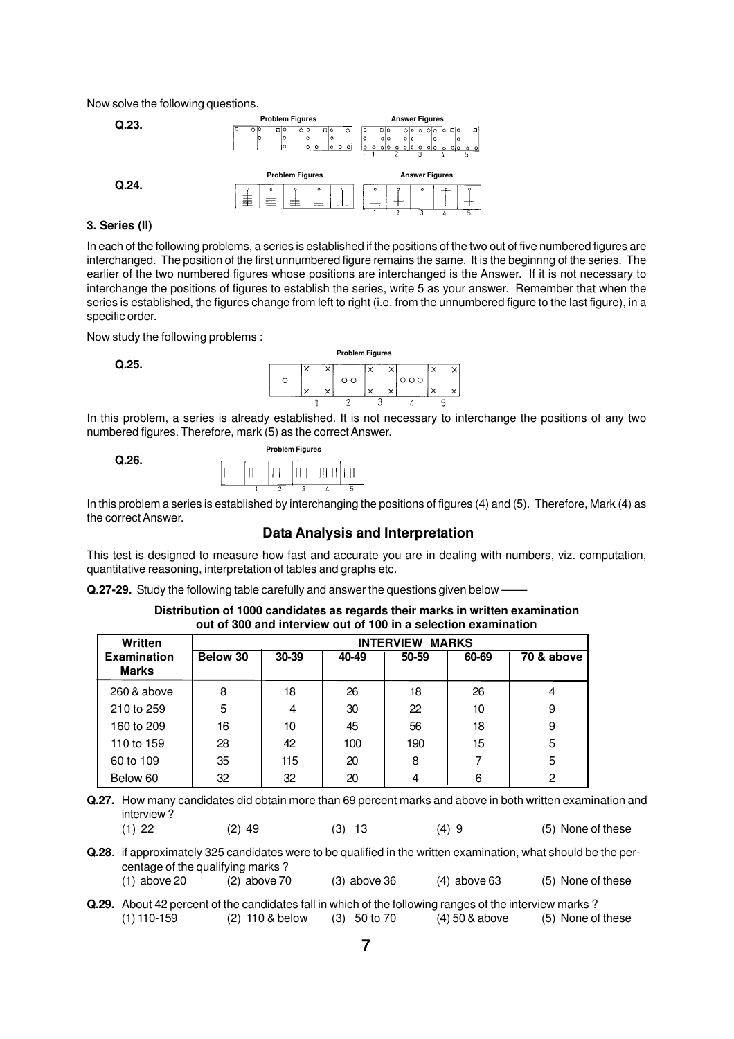Now solve the following questions.

**Q.23.**

Problem Figures | Answer Figures

**Q.24.**

Problem Figures | Answer Figures

### 3. Series (II)

In each of the following problems, a series is established if the positions of the two out of five numbered figures are interchanged. The position of the first unnumbered figure remains the same. It is the beginnng of the series. The earlier of the two numbered figures whose positions are interchanged is the Answer. If it is not necessary to interchange the positions of figures to establish the series, write 5 as your answer. Remember that when the series is established, the figures change from left to right (i.e. from the unnumbered figure to the last figure), in a specific order.

Now study the following problems :

**Q.25.**

Problem Figures

In this problem, a series is already established. It is not necessary to interchange the positions of any two numbered figures. Therefore, mark (5) as the correct Answer.

**Q.26.**

Problem Figures

In this problem a series is established by interchanging the positions of figures (4) and (5). Therefore, Mark (4) as the correct Answer.

## Data Analysis and Interpretation

This test is designed to measure how fast and accurate you are in dealing with numbers, viz. computation, quantitative reasoning, interpretation of tables and graphs etc.

**Q.27-29.** Study the following table carefully and answer the questions given below ——

**Distribution of 1000 candidates as regards their marks in written examination out of 300 and interview out of 100 in a selection examination**

| Written Examination Marks | INTERVIEW MARKS | | | | | |
|---|---|---|---|---|---|---|
| | Below 30 | 30-39 | 40-49 | 50-59 | 60-69 | 70 & above |
| 260 & above | 8 | 18 | 26 | 18 | 26 | 4 |
| 210 to 259 | 5 | 4 | 30 | 22 | 10 | 9 |
| 160 to 209 | 16 | 10 | 45 | 56 | 18 | 9 |
| 110 to 159 | 28 | 42 | 100 | 190 | 15 | 5 |
| 60 to 109 | 35 | 115 | 20 | 8 | 7 | 5 |
| Below 60 | 32 | 32 | 20 | 4 | 6 | 2 |

**Q.27.** How many candidates did obtain more than 69 percent marks and above in both written examination and interview ?

(1) 22 (2) 49 (3) 13 (4) 9 (5) None of these

**Q.28**. if approximately 325 candidates were to be qualified in the written examination, what should be the percentage of the qualifying marks ?

(1) above 20 (2) above 70 (3) above 36 (4) above 63 (5) None of these

**Q.29.** About 42 percent of the candidates fall in which of the following ranges of the interview marks ?

(1) 110-159 (2) 110 & below (3) 50 to 70 (4) 50 & above (5) None of these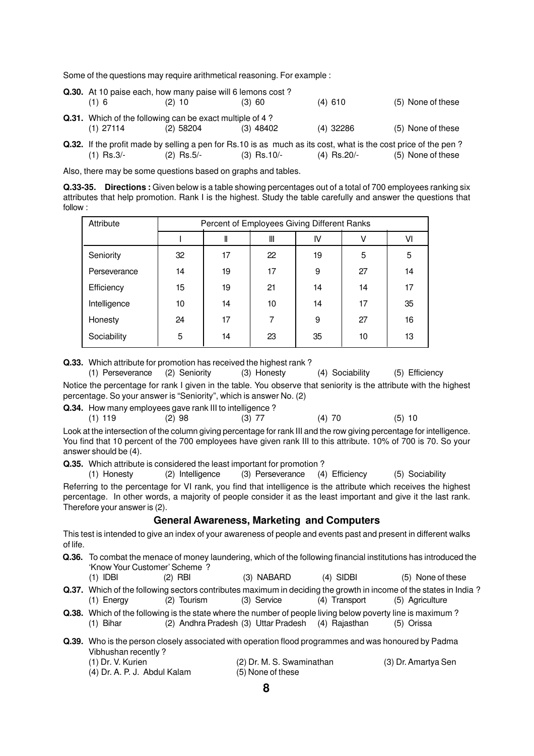Some of the questions may require arithmetical reasoning. For example :

**Q.30.** At 10 paise each, how many paise will 6 lemons cost ?
(1) 6 (2) 10 (3) 60 (4) 610 (5) None of these

**Q.31.** Which of the following can be exact multiple of 4 ?
(1) 27114 (2) 58204 (3) 48402 (4) 32286 (5) None of these

**Q.32.** If the profit made by selling a pen for Rs.10 is as much as its cost, what is the cost price of the pen ?
(1) Rs.3/- (2) Rs.5/- (3) Rs.10/- (4) Rs.20/- (5) None of these

Also, there may be some questions based on graphs and tables.

**Q.33-35. Directions :** Given below is a table showing percentages out of a total of 700 employees ranking six attributes that help promotion. Rank I is the highest. Study the table carefully and answer the questions that follow :

| Attribute | Percent of Employees Giving Different Ranks | | | | | |
|---|---|---|---|---|---|---|
| | I | II | III | IV | V | VI |
| Seniority | 32 | 17 | 22 | 19 | 5 | 5 |
| Perseverance | 14 | 19 | 17 | 9 | 27 | 14 |
| Efficiency | 15 | 19 | 21 | 14 | 14 | 17 |
| Intelligence | 10 | 14 | 10 | 14 | 17 | 35 |
| Honesty | 24 | 17 | 7 | 9 | 27 | 16 |
| Sociability | 5 | 14 | 23 | 35 | 10 | 13 |

**Q.33.** Which attribute for promotion has received the highest rank ?
(1) Perseverance (2) Seniority (3) Honesty (4) Sociability (5) Efficiency

Notice the percentage for rank I given in the table. You observe that seniority is the attribute with the highest percentage. So your answer is "Seniority", which is answer No. (2)

**Q.34.** How many employees gave rank III to intelligence ?
(1) 119 (2) 98 (3) 77 (4) 70 (5) 10

Look at the intersection of the column giving percentage for rank III and the row giving percentage for intelligence. You find that 10 percent of the 700 employees have given rank III to this attribute. 10% of 700 is 70. So your answer should be (4).

**Q.35.** Which attribute is considered the least important for promotion ?
(1) Honesty (2) Intelligence (3) Perseverance (4) Efficiency (5) Sociability

Referring to the percentage for VI rank, you find that intelligence is the attribute which receives the highest percentage. In other words, a majority of people consider it as the least important and give it the last rank. Therefore your answer is (2).

## General Awareness, Marketing and Computers

This test is intended to give an index of your awareness of people and events past and present in different walks of life.

**Q.36.** To combat the menace of money laundering, which of the following financial institutions has introduced the 'Know Your Customer' Scheme ?
(1) IDBI (2) RBI (3) NABARD (4) SIDBI (5) None of these

**Q.37.** Which of the following sectors contributes maximum in deciding the growth in income of the states in India ?
(1) Energy (2) Tourism (3) Service (4) Transport (5) Agriculture

**Q.38.** Which of the following is the state where the number of people living below poverty line is maximum ?
(1) Bihar (2) Andhra Pradesh (3) Uttar Pradesh (4) Rajasthan (5) Orissa

**Q.39.** Who is the person closely associated with operation flood programmes and was honoured by Padma Vibhushan recently ?
(1) Dr. V. Kurien (2) Dr. M. S. Swaminathan (3) Dr. Amartya Sen
(4) Dr. A. P. J. Abdul Kalam (5) None of these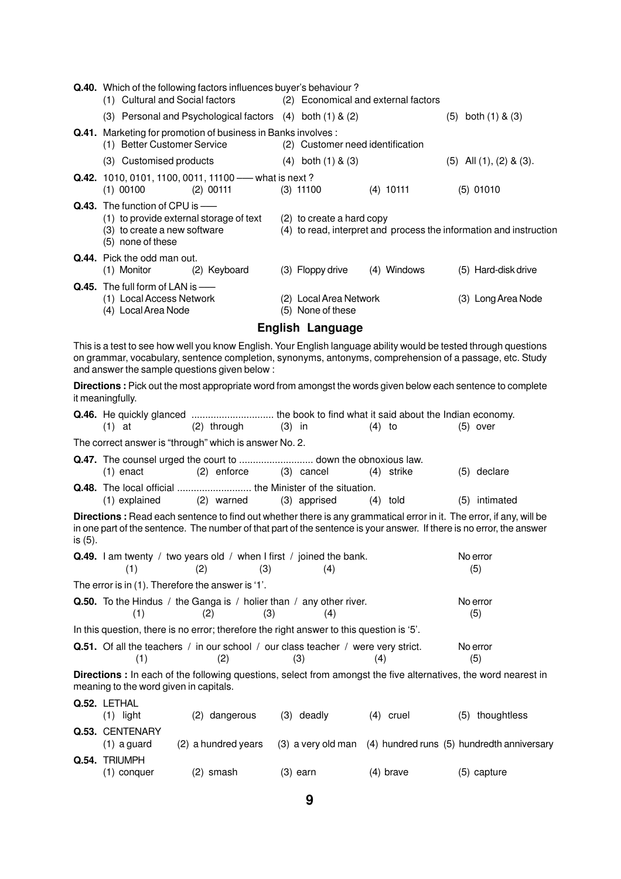**Q.40.** Which of the following factors influences buyer's behaviour ?
(1) Cultural and Social factors (2) Economical and external factors
(3) Personal and Psychological factors (4) both (1) & (2) (5) both (1) & (3)

**Q.41.** Marketing for promotion of business in Banks involves :
(1) Better Customer Service (2) Customer need identification
(3) Customised products (4) both (1) & (3) (5) All (1), (2) & (3).

**Q.42.** 1010, 0101, 1100, 0011, 11100 —— what is next ?
(1) 00100 (2) 00111 (3) 11100 (4) 10111 (5) 01010

**Q.43.** The function of CPU is ——
(1) to provide external storage of text (2) to create a hard copy
(3) to create a new software (4) to read, interpret and process the information and instruction
(5) none of these

**Q.44.** Pick the odd man out.
(1) Monitor (2) Keyboard (3) Floppy drive (4) Windows (5) Hard-disk drive

**Q.45.** The full form of LAN is ——
(1) Local Access Network (2) Local Area Network (3) Long Area Node
(4) Local Area Node (5) None of these

## English Language

This is a test to see how well you know English. Your English language ability would be tested through questions on grammar, vocabulary, sentence completion, synonyms, antonyms, comprehension of a passage, etc. Study and answer the sample questions given below :

**Directions :** Pick out the most appropriate word from amongst the words given below each sentence to complete it meaningfully.

**Q.46.** He quickly glanced .............................. the book to find what it said about the Indian economy.
(1) at (2) through (3) in (4) to (5) over

The correct answer is "through" which is answer No. 2.

**Q.47.** The counsel urged the court to ........................... down the obnoxious law.
(1) enact (2) enforce (3) cancel (4) strike (5) declare

**Q.48.** The local official ........................... the Minister of the situation.
(1) explained (2) warned (3) apprised (4) told (5) intimated

**Directions :** Read each sentence to find out whether there is any grammatical error in it. The error, if any, will be in one part of the sentence. The number of that part of the sentence is your answer. If there is no error, the answer is (5).

**Q.49.** I am twenty (1) / two years old (2) / when I first (3) / joined the bank. (4) No error (5)

The error is in (1). Therefore the answer is '1'.

**Q.50.** To the Hindus (1) / the Ganga is (2) / holier than (3) / any other river. (4) No error (5)

In this question, there is no error; therefore the right answer to this question is '5'.

**Q.51.** Of all the teachers (1) / in our school (2) / our class teacher (3) / were very strict. (4) No error (5)

**Directions :** In each of the following questions, select from amongst the five alternatives, the word nearest in meaning to the word given in capitals.

**Q.52.** LETHAL
(1) light (2) dangerous (3) deadly (4) cruel (5) thoughtless

**Q.53.** CENTENARY
(1) a guard (2) a hundred years (3) a very old man (4) hundred runs (5) hundredth anniversary

**Q.54.** TRIUMPH
(1) conquer (2) smash (3) earn (4) brave (5) capture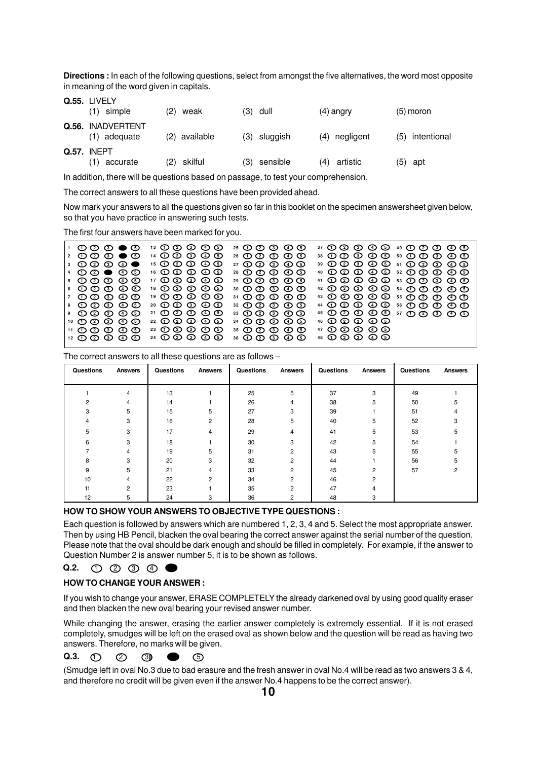**Directions :** In each of the following questions, select from amongst the five alternatives, the word most opposite in meaning of the word given in capitals.

**Q.55.** LIVELY
(1) simple (2) weak (3) dull (4) angry (5) moron

**Q.56.** INADVERTENT
(1) adequate (2) available (3) sluggish (4) negligent (5) intentional

**Q.57.** INEPT
(1) accurate (2) skilful (3) sensible (4) artistic (5) apt

In addition, there will be questions based on passage, to test your comprehension.

The correct answers to all these questions have been provided ahead.

Now mark your answers to all the questions given so far in this booklet on the specimen answersheet given below, so that you have practice in answering such tests.

The first four answers have been marked for you.

| | | | | | | | | | | | | | | | | | | | | | | | | | | | | | |
|---|---|---|---|---|---|---|---|---|---|---|---|---|---|---|---|---|---|---|---|---|---|---|---|---|---|---|---|---|---|
| 1 | ① | ② | ③ | ● | ⑤ | 13 | ① | ② | ③ | ④ | ⑤ | 25 | ① | ② | ③ | ④ | ⑤ | 37 | ① | ② | ③ | ④ | ⑤ | 49 | ① | ② | ③ | ④ | ⑤ |
| 2 | ① | ② | ③ | ● | ⑤ | 14 | ① | ② | ③ | ④ | ⑤ | 26 | ① | ② | ③ | ④ | ⑤ | 38 | ① | ② | ③ | ④ | ⑤ | 50 | ① | ② | ③ | ④ | ⑤ |
| 3 | ① | ② | ③ | ④ | ● | 15 | ① | ② | ③ | ④ | ⑤ | 27 | ① | ② | ③ | ④ | ⑤ | 39 | ① | ② | ③ | ④ | ⑤ | 51 | ① | ② | ③ | ④ | ⑤ |
| 4 | ① | ② | ● | ④ | ⑤ | 16 | ① | ② | ③ | ④ | ⑤ | 28 | ① | ② | ③ | ④ | ⑤ | 40 | ① | ② | ③ | ④ | ⑤ | 52 | ① | ② | ③ | ④ | ⑤ |
| 5 | ① | ② | ③ | ④ | ⑤ | 17 | ① | ② | ③ | ④ | ⑤ | 29 | ① | ② | ③ | ④ | ⑤ | 41 | ① | ② | ③ | ④ | ⑤ | 53 | ① | ② | ③ | ④ | ⑤ |
| 6 | ① | ② | ③ | ④ | ⑤ | 18 | ① | ② | ③ | ④ | ⑤ | 30 | ① | ② | ③ | ④ | ⑤ | 42 | ① | ② | ③ | ④ | ⑤ | 54 | ① | ② | ③ | ④ | ⑤ |
| 7 | ① | ② | ③ | ④ | ⑤ | 19 | ① | ② | ③ | ④ | ⑤ | 31 | ① | ② | ③ | ④ | ⑤ | 43 | ① | ② | ③ | ④ | ⑤ | 55 | ① | ② | ③ | ④ | ⑤ |
| 8 | ① | ② | ③ | ④ | ⑤ | 20 | ① | ② | ③ | ④ | ⑤ | 32 | ① | ② | ③ | ④ | ⑤ | 44 | ① | ② | ③ | ④ | ⑤ | 56 | ① | ② | ③ | ④ | ⑤ |
| 9 | ① | ② | ③ | ④ | ⑤ | 21 | ① | ② | ③ | ④ | ⑤ | 33 | ① | ② | ③ | ④ | ⑤ | 45 | ① | ② | ③ | ④ | ⑤ | 57 | ① | ② | ③ | ④ | ⑤ |
| 10 | ① | ② | ③ | ④ | ⑤ | 22 | ① | ② | ③ | ④ | ⑤ | 34 | ① | ② | ③ | ④ | ⑤ | 46 | ① | ② | ③ | ④ | ⑤ | | | | | | |
| 11 | ① | ② | ③ | ④ | ⑤ | 23 | ① | ② | ③ | ④ | ⑤ | 35 | ① | ② | ③ | ④ | ⑤ | 47 | ① | ② | ③ | ④ | ⑤ | | | | | | |
| 12 | ① | ② | ③ | ④ | ⑤ | 24 | ① | ② | ③ | ④ | ⑤ | 36 | ① | ② | ③ | ④ | ⑤ | 48 | ① | ② | ③ | ④ | ⑤ | | | | | | |

The correct answers to all these questions are as follows –

| Questions | Answers | Questions | Answers | Questions | Answers | Questions | Answers | Questions | Answers |
|---|---|---|---|---|---|---|---|---|---|
| 1 | 4 | 13 | 1 | 25 | 5 | 37 | 3 | 49 | 1 |
| 2 | 4 | 14 | 1 | 26 | 4 | 38 | 5 | 50 | 5 |
| 3 | 5 | 15 | 5 | 27 | 3 | 39 | 1 | 51 | 4 |
| 4 | 3 | 16 | 2 | 28 | 5 | 40 | 5 | 52 | 3 |
| 5 | 3 | 17 | 4 | 29 | 4 | 41 | 5 | 53 | 5 |
| 6 | 3 | 18 | 1 | 30 | 3 | 42 | 5 | 54 | 1 |
| 7 | 4 | 19 | 5 | 31 | 2 | 43 | 5 | 55 | 5 |
| 8 | 3 | 20 | 3 | 32 | 2 | 44 | 1 | 56 | 5 |
| 9 | 5 | 21 | 4 | 33 | 2 | 45 | 2 | 57 | 2 |
| 10 | 4 | 22 | 2 | 34 | 2 | 46 | 2 | | |
| 11 | 2 | 23 | 1 | 35 | 2 | 47 | 4 | | |
| 12 | 5 | 24 | 3 | 36 | 2 | 48 | 3 | | |

### HOW TO SHOW YOUR ANSWERS TO OBJECTIVE TYPE QUESTIONS :

Each question is followed by answers which are numbered 1, 2, 3, 4 and 5. Select the most appropriate answer. Then by using HB Pencil, blacken the oval bearing the correct answer against the serial number of the question. Please note that the oval should be dark enough and should be filled in completely. For example, if the answer to Question Number 2 is answer number 5, it is to be shown as follows.

**Q.2.** ① ② ③ ④ ●

### HOW TO CHANGE YOUR ANSWER :

If you wish to change your answer, ERASE COMPLETELY the already darkened oval by using good quality eraser and then blacken the new oval bearing your revised answer number.

While changing the answer, erasing the earlier answer completely is extremely essential. If it is not erased completely, smudges will be left on the erased oval as shown below and the question will be read as having two answers. Therefore, no marks will be given.

**Q.3.** ① ② ③ ● ⑤

(Smudge left in oval No.3 due to bad erasure and the fresh answer in oval No.4 will be read as two answers 3 & 4, and therefore no credit will be given even if the answer No.4 happens to be the correct answer).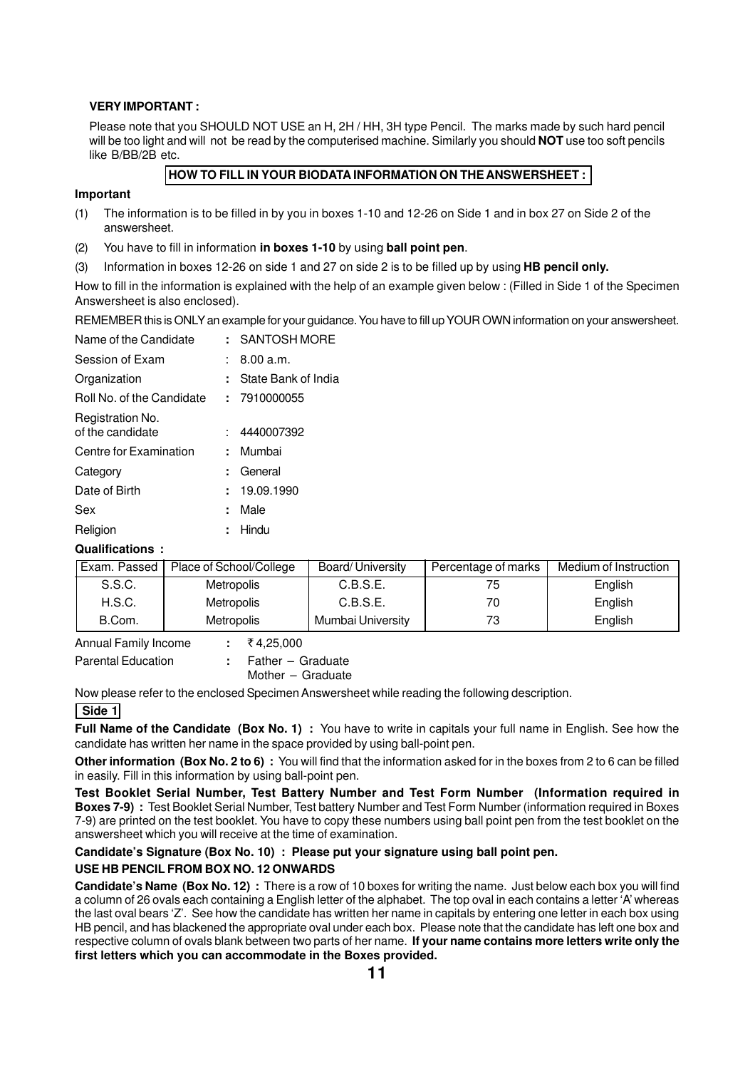**VERY IMPORTANT :**

Please note that you SHOULD NOT USE an H, 2H / HH, 3H type Pencil. The marks made by such hard pencil will be too light and will not be read by the computerised machine. Similarly you should **NOT** use too soft pencils like B/BB/2B etc.

## HOW TO FILL IN YOUR BIODATA INFORMATION ON THE ANSWERSHEET :

**Important**

(1) The information is to be filled in by you in boxes 1-10 and 12-26 on Side 1 and in box 27 on Side 2 of the answersheet.

(2) You have to fill in information **in boxes 1-10** by using **ball point pen**.

(3) Information in boxes 12-26 on side 1 and 27 on side 2 is to be filled up by using **HB pencil only.**

How to fill in the information is explained with the help of an example given below : (Filled in Side 1 of the Specimen Answersheet is also enclosed).

REMEMBER this is ONLY an example for your guidance. You have to fill up YOUR OWN information on your answersheet.

Name of the Candidate : SANTOSH MORE

Session of Exam : 8.00 a.m.

Organization : State Bank of India

Roll No. of the Candidate : 7910000055

Registration No. of the candidate : 4440007392

Centre for Examination : Mumbai

Category : General

Date of Birth : 19.09.1990

Sex : Male

Religion : Hindu

**Qualifications :**

| Exam. Passed | Place of School/College | Board/ University | Percentage of marks | Medium of Instruction |
|---|---|---|---|---|
| S.S.C. | Metropolis | C.B.S.E. | 75 | English |
| H.S.C. | Metropolis | C.B.S.E. | 70 | English |
| B.Com. | Metropolis | Mumbai University | 73 | English |

Annual Family Income : ₹ 4,25,000

Parental Education : Father – Graduate
Mother – Graduate

Now please refer to the enclosed Specimen Answersheet while reading the following description.

**Side 1**

**Full Name of the Candidate (Box No. 1) :** You have to write in capitals your full name in English. See how the candidate has written her name in the space provided by using ball-point pen.

**Other information (Box No. 2 to 6) :** You will find that the information asked for in the boxes from 2 to 6 can be filled in easily. Fill in this information by using ball-point pen.

**Test Booklet Serial Number, Test Battery Number and Test Form Number (Information required in Boxes 7-9) :** Test Booklet Serial Number, Test battery Number and Test Form Number (information required in Boxes 7-9) are printed on the test booklet. You have to copy these numbers using ball point pen from the test booklet on the answersheet which you will receive at the time of examination.

**Candidate's Signature (Box No. 10) : Please put your signature using ball point pen.**

**USE HB PENCIL FROM BOX NO. 12 ONWARDS**

**Candidate's Name (Box No. 12) :** There is a row of 10 boxes for writing the name. Just below each box you will find a column of 26 ovals each containing a English letter of the alphabet. The top oval in each contains a letter 'A' whereas the last oval bears 'Z'. See how the candidate has written her name in capitals by entering one letter in each box using HB pencil, and has blackened the appropriate oval under each box. Please note that the candidate has left one box and respective column of ovals blank between two parts of her name. **If your name contains more letters write only the first letters which you can accommodate in the Boxes provided.**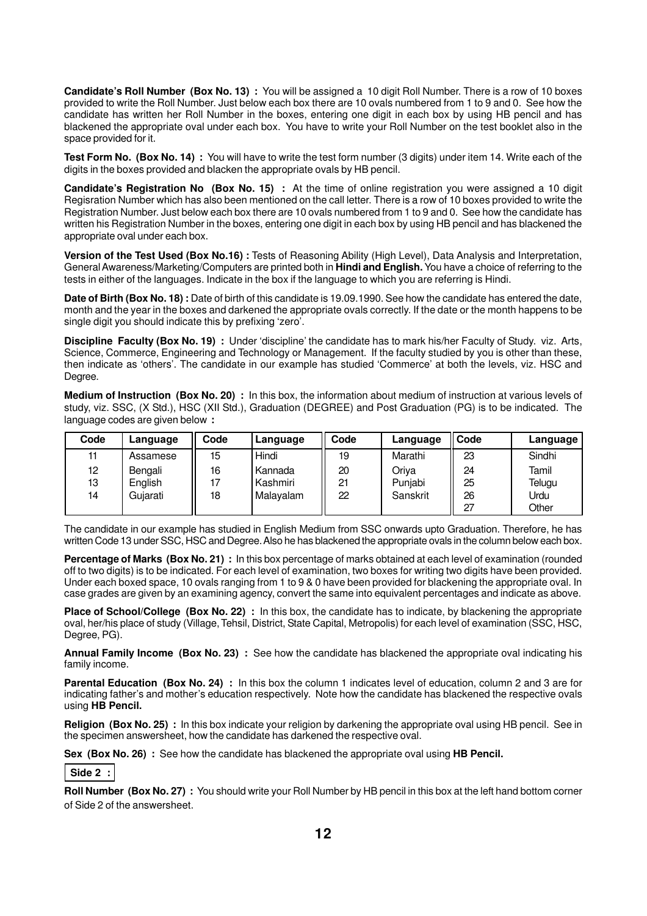**Candidate's Roll Number (Box No. 13) :** You will be assigned a 10 digit Roll Number. There is a row of 10 boxes provided to write the Roll Number. Just below each box there are 10 ovals numbered from 1 to 9 and 0. See how the candidate has written her Roll Number in the boxes, entering one digit in each box by using HB pencil and has blackened the appropriate oval under each box. You have to write your Roll Number on the test booklet also in the space provided for it.

**Test Form No. (Box No. 14) :** You will have to write the test form number (3 digits) under item 14. Write each of the digits in the boxes provided and blacken the appropriate ovals by HB pencil.

**Candidate's Registration No (Box No. 15) :** At the time of online registration you were assigned a 10 digit Regisration Number which has also been mentioned on the call letter. There is a row of 10 boxes provided to write the Registration Number. Just below each box there are 10 ovals numbered from 1 to 9 and 0. See how the candidate has written his Registration Number in the boxes, entering one digit in each box by using HB pencil and has blackened the appropriate oval under each box.

**Version of the Test Used (Box No.16) :** Tests of Reasoning Ability (High Level), Data Analysis and Interpretation, General Awareness/Marketing/Computers are printed both in **Hindi and English.** You have a choice of referring to the tests in either of the languages. Indicate in the box if the language to which you are referring is Hindi.

**Date of Birth (Box No. 18) :** Date of birth of this candidate is 19.09.1990. See how the candidate has entered the date, month and the year in the boxes and darkened the appropriate ovals correctly. If the date or the month happens to be single digit you should indicate this by prefixing 'zero'.

**Discipline Faculty (Box No. 19) :** Under 'discipline' the candidate has to mark his/her Faculty of Study. viz. Arts, Science, Commerce, Engineering and Technology or Management. If the faculty studied by you is other than these, then indicate as 'others'. The candidate in our example has studied 'Commerce' at both the levels, viz. HSC and Degree.

**Medium of Instruction (Box No. 20) :** In this box, the information about medium of instruction at various levels of study, viz. SSC, (X Std.), HSC (XII Std.), Graduation (DEGREE) and Post Graduation (PG) is to be indicated. The language codes are given below **:**

| Code | Language | Code | Language | Code | Language | Code | Language |
|---|---|---|---|---|---|---|---|
| 11 | Assamese | 15 | Hindi | 19 | Marathi | 23 | Sindhi |
| 12 | Bengali | 16 | Kannada | 20 | Oriya | 24 | Tamil |
| 13 | English | 17 | Kashmiri | 21 | Punjabi | 25 | Telugu |
| 14 | Gujarati | 18 | Malayalam | 22 | Sanskrit | 26 | Urdu |
| | | | | | | 27 | Other |

The candidate in our example has studied in English Medium from SSC onwards upto Graduation. Therefore, he has written Code 13 under SSC, HSC and Degree. Also he has blackened the appropriate ovals in the column below each box.

**Percentage of Marks (Box No. 21) :** In this box percentage of marks obtained at each level of examination (rounded off to two digits) is to be indicated. For each level of examination, two boxes for writing two digits have been provided. Under each boxed space, 10 ovals ranging from 1 to 9 & 0 have been provided for blackening the appropriate oval. In case grades are given by an examining agency, convert the same into equivalent percentages and indicate as above.

**Place of School/College (Box No. 22) :** In this box, the candidate has to indicate, by blackening the appropriate oval, her/his place of study (Village, Tehsil, District, State Capital, Metropolis) for each level of examination (SSC, HSC, Degree, PG).

**Annual Family Income (Box No. 23) :** See how the candidate has blackened the appropriate oval indicating his family income.

**Parental Education (Box No. 24) :** In this box the column 1 indicates level of education, column 2 and 3 are for indicating father's and mother's education respectively. Note how the candidate has blackened the respective ovals using **HB Pencil.**

**Religion (Box No. 25) :** In this box indicate your religion by darkening the appropriate oval using HB pencil. See in the specimen answersheet, how the candidate has darkened the respective oval.

**Sex (Box No. 26) :** See how the candidate has blackened the appropriate oval using **HB Pencil.**

**Side 2 :**

**Roll Number (Box No. 27) :** You should write your Roll Number by HB pencil in this box at the left hand bottom corner of Side 2 of the answersheet.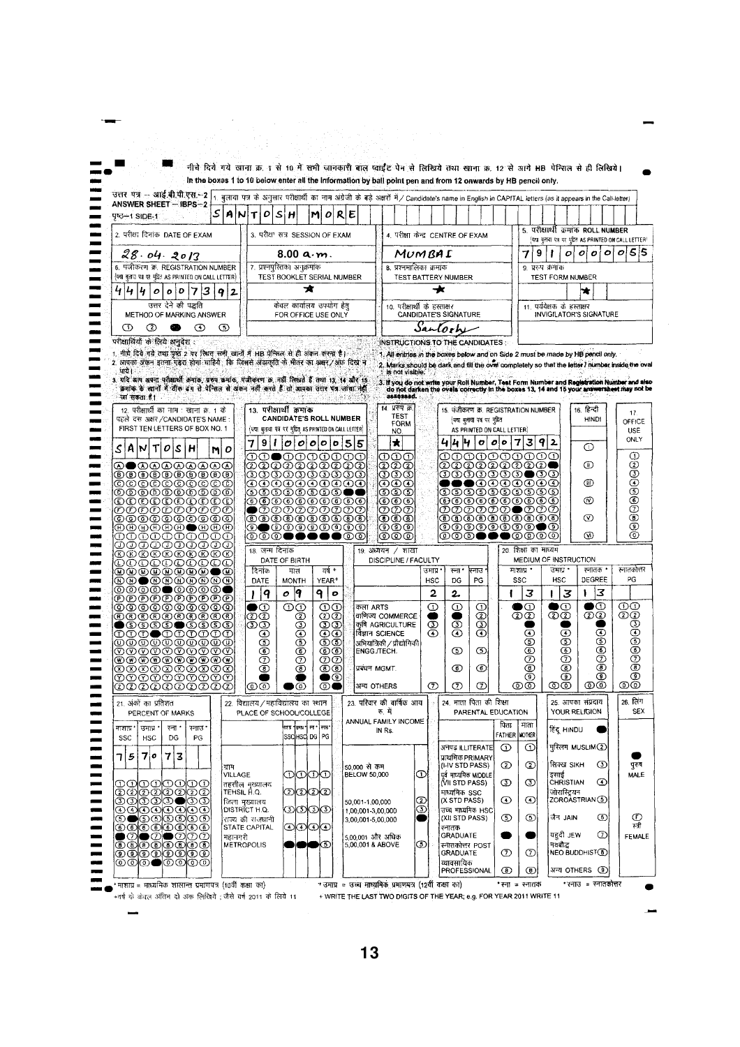नीचे दिये गये खाना क्र. 1 से 10 में सभी जानकारी बाल प्वाईंट पेन से लिखिये तथा खाना क्र. 12 से आगे HB पेन्सिल से ही लिखिये।
In the boxes 1 to 10 below enter all the information by ball point pen and from 12 onwards by HB pencil only.

उत्तर पत्र -- आई.बी.पी.एस.-2
ANSWER SHEET -- IBPS-2
पृष्ठ-1 SIDE-1

1. बुलावा पत्र के अनुसार परीक्षार्थी का नाम अंग्रेजी के बड़े अक्षरों में / Candidate's name in English in CAPITAL letters (as it appears in the Call-letter)

SANTOSH MORE

| 2. परीक्षा दिनांक DATE OF EXAM | 3. परीक्षा सत्र SESSION OF EXAM | 4. परीक्षा केन्द्र CENTRE OF EXAM | 5. परीक्षार्थी क्रमांक ROLL NUMBER (यथा बुलावा पत्र पर मुद्रित AS PRINTED ON CALL LETTER) |
|---|---|---|---|
| 28.04.2013 | 8.00 a.m. | MUMBAI | 7910000055 |
| **6. पंजीकरण क्र. REGISTRATION NUMBER** (यथा बुलावा पत्र पर मुद्रित AS PRINTED ON CALL LETTER) | **7. प्रश्नपुस्तिका अनुक्रमांक TEST BOOKLET SERIAL NUMBER** | **8. प्रश्नमालिका क्रमांक TEST BATTERY NUMBER** | **9. प्रपत्र क्रमांक TEST FORM NUMBER** |
| 4440007392 | ★ | ★ | ★ |
| **उत्तर देने की पद्धति METHOD OF MARKING ANSWER** | **केवल कार्यालय उपयोग हेतु FOR OFFICE USE ONLY** | **10. परीक्षार्थी के हस्ताक्षर CANDIDATE'S SIGNATURE** | **11. पर्यवेक्षक के हस्ताक्षर INVIGILATOR'S SIGNATURE** |
| ① ② ● ④ ⑤ | | Santosh | |

**परीक्षार्थियों के लिये अनुदेश :**

1. नीचे दिये गये तथा पृष्ठ 2 पर स्थित सभी खानों में HB पेन्सिल से ही अंकन करना है।
2. आपका अंकन इतना गहरा होना चाहिये कि जिससे अंडाकृति के भीतर का अक्षर/अंक दिख न पाये।
3. यदि आप अपना परीक्षार्थी क्रमांक, प्रपत्र क्रमांक, पंजीकरण क्र. नहीं लिखते हैं तथा 13, 14 और 15 क्रमांक के खानों में ठीक ढंग से पेन्सिल से अंकन नहीं करते हैं तो आपका उत्तर पत्र जांचा नहीं जा सकता है।

**INSTRUCTIONS TO THE CANDIDATES :**

1. All entries in the boxes below and on Side 2 must be made by HB pencil only.
2. Marks should be dark and fill the oval completely so that the letter / number inside the oval is not visible.
3. If you do not write your Roll Number, Test Form Number and Registration Number and also do not darken the ovals correctly in the boxes 13, 14 and 15 your answersheet may not be assessed.

| 12. परीक्षार्थी का नाम : खाना क्र. 1 के पहले दस अक्षर / CANDIDATE'S NAME : FIRST TEN LETTERS OF BOX NO. 1 | 13. परीक्षार्थी क्रमांक CANDIDATE'S ROLL NUMBER (यथा बुलावा पत्र पर मुद्रित AS PRINTED ON CALL LETTER) | 14. प्रपत्र क्र. TEST FORM NO. | 15. पंजीकरण क्र. REGISTRATION NUMBER (यथा बुलावा पत्र पर मुद्रित AS PRINTED ON CALL LETTER) | 16. हिन्दी HINDI | 17. OFFICE USE ONLY |
|---|---|---|---|---|---|
| SANTOSH MO | 7910000055 | ★ | 4440007392 | | |

| 18. जन्म दिनांक DATE OF BIRTH | | |
|---|---|---|
| दिनांक DATE | मास MONTH | वर्ष+ YEAR+ |
| 19 | 09 | 90 |

| 19. अध्ययन / शाखा DISCIPLINE / FACULTY | उमाप्र* HSC | स्ना* DG | स्नात* PG |
|---|---|---|---|
| | 2 | 2 | |
| कला ARTS | | | |
| वाणिज्य COMMERCE | ● | ● | |
| कृषि AGRICULTURE | | | |
| विज्ञान SCIENCE | | | |
| अभियांत्रिकी / प्रौद्योगिकी ENGG./TECH. | | | |
| प्रबंधन MGMT. | | | |
| अन्य OTHERS | | | |

| 20. शिक्षा का माध्यम MEDIUM OF INSTRUCTION | माशाप्र* SSC | उमाप्र* HSC | स्नातक* DEGREE | स्नातकोत्तर PG |
|---|---|---|---|---|
| | 13 | 13 | 13 | |

| 21. अंकों का प्रतिशत PERCENT OF MARKS | | | |
|---|---|---|---|
| माशाप्र* SSC | उमाप्र* HSC | स्ना* DG | स्नात* PG |
| 75 | 70 | 73 | |

| 22. विद्यालय / महाविद्यालय का स्थान PLACE OF SCHOOL/COLLEGE | माशाप्र* SSC | उमाप्र* HSC | स्ना* DG | स्नात* PG |
|---|---|---|---|---|
| ग्राम VILLAGE | | | | |
| तहसील मुख्यालय TEHSIL H.Q. | | | | |
| जिला मुख्यालय DISTRICT H.Q. | | | | |
| राज्य की राजधानी STATE CAPITAL | | | | |
| महानगरी METROPOLIS | ● | ● | ● | |

| 23. परिवार की वार्षिक आय रु. में ANNUAL FAMILY INCOME IN Rs. | |
|---|---|
| 50,000 से कम BELOW 50,000 | ① |
| 50,001-1,00,000 | ② |
| 1,00,001-3,00,000 | ③ |
| 3,00,001-5,00,000 | ● |
| 5,00,001 और अधिक 5,00,001 & ABOVE | ⑤ |

| 24. माता पिता की शिक्षा PARENTAL EDUCATION | पिता FATHER | माता MOTHER |
|---|---|---|
| अनपढ़ ILLITERATE | ① | ① |
| प्राथमिक PRIMARY (I-IV STD PASS) | ② | ② |
| पूर्व माध्यमिक MIDDLE (VII STD PASS) | ③ | ③ |
| माध्यमिक SSC (X STD PASS) | ④ | ④ |
| उच्च माध्यमिक HSC (XII STD PASS) | ⑤ | ⑤ |
| स्नातक GRADUATE | ● | ● |
| स्नातकोत्तर POST GRADUATE | ⑦ | ⑦ |
| व्यावसायिक PROFESSIONAL | ⑧ | ⑧ |

| 25. आपका संप्रदाय YOUR RELIGION | |
|---|---|
| हिंदू HINDU | ● |
| मुस्लिम MUSLIM | ② |
| सिक्ख SIKH | ③ |
| इसाई CHRISTIAN | ④ |
| जोरास्ट्रियन ZOROASTRIAN | ⑤ |
| जैन JAIN | ⑥ |
| यहूदी JEW | ⑦ |
| नवबौद्ध NEO BUDDHIST | ⑧ |
| अन्य OTHERS | ⑨ |

| 26. लिंग SEX | |
|---|---|
| पुरुष MALE | ● |
| स्त्री FEMALE | Ⓕ |

* माशाप्र = माध्यमिक शालान्त प्रमाणपत्र (10वीं कक्षा का) * उमाप्र = उच्च माध्यमिक प्रमाणपत्र (12वीं कक्षा का) * स्ना = स्नातक * स्नात = स्नातकोत्तर

+वर्ष के केवल अंतिम दो अंक लिखिये ; जैसे वर्ष 2011 के लिये 11 + WRITE THE LAST TWO DIGITS OF THE YEAR; e.g. FOR YEAR 2011 WRITE 11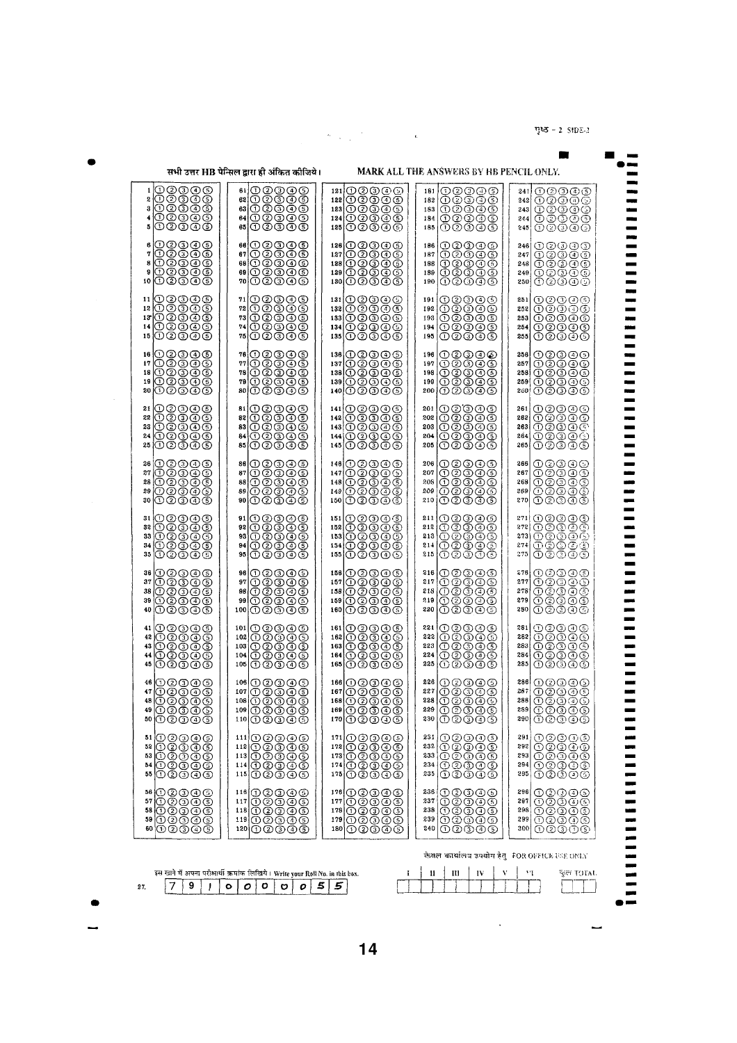सभी उत्तर HB पेन्सिल द्वारा ही अंकित कीजिये। MARK ALL THE ANSWERS BY HB PENCIL ONLY.

| | | | | |
|---|---|---|---|---|
| 1 ①②③④⑤ | 61 ①②③④⑤ | 121 ①②③④⑤ | 181 ①②③④⑤ | 241 ①②③④⑤ |
| 2 ①②③④⑤ | 62 ①②③④⑤ | 122 ①②③④⑤ | 182 ①②③④⑤ | 242 ①②③④⑤ |
| 3 ①②③④⑤ | 63 ①②③④⑤ | 123 ①②③④⑤ | 183 ①②③④⑤ | 243 ①②③④⑤ |
| 4 ①②③④⑤ | 64 ①②③④⑤ | 124 ①②③④⑤ | 184 ①②③④⑤ | 244 ①②③④⑤ |
| 5 ①②③④⑤ | 65 ①②③④⑤ | 125 ①②③④⑤ | 185 ①②③④⑤ | 245 ①②③④⑤ |
| 6 ①②③④⑤ | 66 ①②③④⑤ | 126 ①②③④⑤ | 186 ①②③④⑤ | 246 ①②③④⑤ |
| 7 ①②③④⑤ | 67 ①②③④⑤ | 127 ①②③④⑤ | 187 ①②③④⑤ | 247 ①②③④⑤ |
| 8 ①②③④⑤ | 68 ①②③④⑤ | 128 ①②③④⑤ | 188 ①②③④⑤ | 248 ①②③④⑤ |
| 9 ①②③④⑤ | 69 ①②③④⑤ | 129 ①②③④⑤ | 189 ①②③④⑤ | 249 ①②③④⑤ |
| 10 ①②③④⑤ | 70 ①②③④⑤ | 130 ①②③④⑤ | 190 ①②③④⑤ | 250 ①②③④⑤ |
| 11 ①②③④⑤ | 71 ①②③④⑤ | 131 ①②③④⑤ | 191 ①②③④⑤ | 251 ①②③④⑤ |
| 12 ①②③④⑤ | 72 ①②③④⑤ | 132 ①②③④⑤ | 192 ①②③④⑤ | 252 ①②③④⑤ |
| 13 ①②③④⑤ | 73 ①②③④⑤ | 133 ①②③④⑤ | 193 ①②③④⑤ | 253 ①②③④⑤ |
| 14 ①②③④⑤ | 74 ①②③④⑤ | 134 ①②③④⑤ | 194 ①②③④⑤ | 254 ①②③④⑤ |
| 15 ①②③④⑤ | 75 ①②③④⑤ | 135 ①②③④⑤ | 195 ①②③④⑤ | 255 ①②③④⑤ |
| 16 ①②③④⑤ | 76 ①②③④⑤ | 136 ①②③④⑤ | 196 ①②③④⑤ | 256 ①②③④⑤ |
| 17 ①②③④⑤ | 77 ①②③④⑤ | 137 ①②③④⑤ | 197 ①②③④⑤ | 257 ①②③④⑤ |
| 18 ①②③④⑤ | 78 ①②③④⑤ | 138 ①②③④⑤ | 198 ①②③④⑤ | 258 ①②③④⑤ |
| 19 ①②③④⑤ | 79 ①②③④⑤ | 139 ①②③④⑤ | 199 ①②③④⑤ | 259 ①②③④⑤ |
| 20 ①②③④⑤ | 80 ①②③④⑤ | 140 ①②③④⑤ | 200 ①②③④⑤ | 260 ①②③④⑤ |
| 21 ①②③④⑤ | 81 ①②③④⑤ | 141 ①②③④⑤ | 201 ①②③④⑤ | 261 ①②③④⑤ |
| 22 ①②③④⑤ | 82 ①②③④⑤ | 142 ①②③④⑤ | 202 ①②③④⑤ | 262 ①②③④⑤ |
| 23 ①②③④⑤ | 83 ①②③④⑤ | 143 ①②③④⑤ | 203 ①②③④⑤ | 263 ①②③④⑤ |
| 24 ①②③④⑤ | 84 ①②③④⑤ | 144 ①②③④⑤ | 204 ①②③④⑤ | 264 ①②③④⑤ |
| 25 ①②③④⑤ | 85 ①②③④⑤ | 145 ①②③④⑤ | 205 ①②③④⑤ | 265 ①②③④⑤ |
| 26 ①②③④⑤ | 86 ①②③④⑤ | 146 ①②③④⑤ | 206 ①②③④⑤ | 266 ①②③④⑤ |
| 27 ①②③④⑤ | 87 ①②③④⑤ | 147 ①②③④⑤ | 207 ①②③④⑤ | 267 ①②③④⑤ |
| 28 ①②③④⑤ | 88 ①②③④⑤ | 148 ①②③④⑤ | 208 ①②③④⑤ | 268 ①②③④⑤ |
| 29 ①②③④⑤ | 89 ①②③④⑤ | 149 ①②③④⑤ | 209 ①②③④⑤ | 269 ①②③④⑤ |
| 30 ①②③④⑤ | 90 ①②③④⑤ | 150 ①②③④⑤ | 210 ①②③④⑤ | 270 ①②③④⑤ |
| 31 ①②③④⑤ | 91 ①②③④⑤ | 151 ①②③④⑤ | 211 ①②③④⑤ | 271 ①②③④⑤ |
| 32 ①②③④⑤ | 92 ①②③④⑤ | 152 ①②③④⑤ | 212 ①②③④⑤ | 272 ①②③④⑤ |
| 33 ①②③④⑤ | 93 ①②③④⑤ | 153 ①②③④⑤ | 213 ①②③④⑤ | 273 ①②③④⑤ |
| 34 ①②③④⑤ | 94 ①②③④⑤ | 154 ①②③④⑤ | 214 ①②③④⑤ | 274 ①②③④⑤ |
| 35 ①②③④⑤ | 95 ①②③④⑤ | 155 ①②③④⑤ | 215 ①②③④⑤ | 275 ①②③④⑤ |
| 36 ①②③④⑤ | 96 ①②③④⑤ | 156 ①②③④⑤ | 216 ①②③④⑤ | 276 ①②③④⑤ |
| 37 ①②③④⑤ | 97 ①②③④⑤ | 157 ①②③④⑤ | 217 ①②③④⑤ | 277 ①②③④⑤ |
| 38 ①②③④⑤ | 98 ①②③④⑤ | 158 ①②③④⑤ | 218 ①②③④⑤ | 278 ①②③④⑤ |
| 39 ①②③④⑤ | 99 ①②③④⑤ | 159 ①②③④⑤ | 219 ①②③④⑤ | 279 ①②③④⑤ |
| 40 ①②③④⑤ | 100 ①②③④⑤ | 160 ①②③④⑤ | 220 ①②③④⑤ | 280 ①②③④⑤ |
| 41 ①②③④⑤ | 101 ①②③④⑤ | 161 ①②③④⑤ | 221 ①②③④⑤ | 281 ①②③④⑤ |
| 42 ①②③④⑤ | 102 ①②③④⑤ | 162 ①②③④⑤ | 222 ①②③④⑤ | 282 ①②③④⑤ |
| 43 ①②③④⑤ | 103 ①②③④⑤ | 163 ①②③④⑤ | 223 ①②③④⑤ | 283 ①②③④⑤ |
| 44 ①②③④⑤ | 104 ①②③④⑤ | 164 ①②③④⑤ | 224 ①②③④⑤ | 284 ①②③④⑤ |
| 45 ①②③④⑤ | 105 ①②③④⑤ | 165 ①②③④⑤ | 225 ①②③④⑤ | 285 ①②③④⑤ |
| 46 ①②③④⑤ | 106 ①②③④⑤ | 166 ①②③④⑤ | 226 ①②③④⑤ | 286 ①②③④⑤ |
| 47 ①②③④⑤ | 107 ①②③④⑤ | 167 ①②③④⑤ | 227 ①②③④⑤ | 287 ①②③④⑤ |
| 48 ①②③④⑤ | 108 ①②③④⑤ | 168 ①②③④⑤ | 228 ①②③④⑤ | 288 ①②③④⑤ |
| 49 ①②③④⑤ | 109 ①②③④⑤ | 169 ①②③④⑤ | 229 ①②③④⑤ | 289 ①②③④⑤ |
| 50 ①②③④⑤ | 110 ①②③④⑤ | 170 ①②③④⑤ | 230 ①②③④⑤ | 290 ①②③④⑤ |
| 51 ①②③④⑤ | 111 ①②③④⑤ | 171 ①②③④⑤ | 231 ①②③④⑤ | 291 ①②③④⑤ |
| 52 ①②③④⑤ | 112 ①②③④⑤ | 172 ①②③④⑤ | 232 ①②③④⑤ | 292 ①②③④⑤ |
| 53 ①②③④⑤ | 113 ①②③④⑤ | 173 ①②③④⑤ | 233 ①②③④⑤ | 293 ①②③④⑤ |
| 54 ①②③④⑤ | 114 ①②③④⑤ | 174 ①②③④⑤ | 234 ①②③④⑤ | 294 ①②③④⑤ |
| 55 ①②③④⑤ | 115 ①②③④⑤ | 175 ①②③④⑤ | 235 ①②③④⑤ | 295 ①②③④⑤ |
| 56 ①②③④⑤ | 116 ①②③④⑤ | 176 ①②③④⑤ | 236 ①②③④⑤ | 296 ①②③④⑤ |
| 57 ①②③④⑤ | 117 ①②③④⑤ | 177 ①②③④⑤ | 237 ①②③④⑤ | 297 ①②③④⑤ |
| 58 ①②③④⑤ | 118 ①②③④⑤ | 178 ①②③④⑤ | 238 ①②③④⑤ | 298 ①②③④⑤ |
| 59 ①②③④⑤ | 119 ①②③④⑤ | 179 ①②③④⑤ | 239 ①②③④⑤ | 299 ①②③④⑤ |
| 60 ①②③④⑤ | 120 ①②③④⑤ | 180 ①②③④⑤ | 240 ①②③④⑤ | 300 ①②③④⑤ |

केवल कार्यालय उपयोग हेतु FOR OFFICE USE ONLY

| I | II | III | IV | V | VI | कुल TOTAL |
|---|---|---|---|---|---|---|
| | | | | | | |

इस खाने में अपना परीक्षार्थी क्रमांक लिखिये। Write your Roll No. in this box.

27. | 7 | 9 | 1 | 0 | 0 | 0 | 0 | 0 | 5 | 5 |